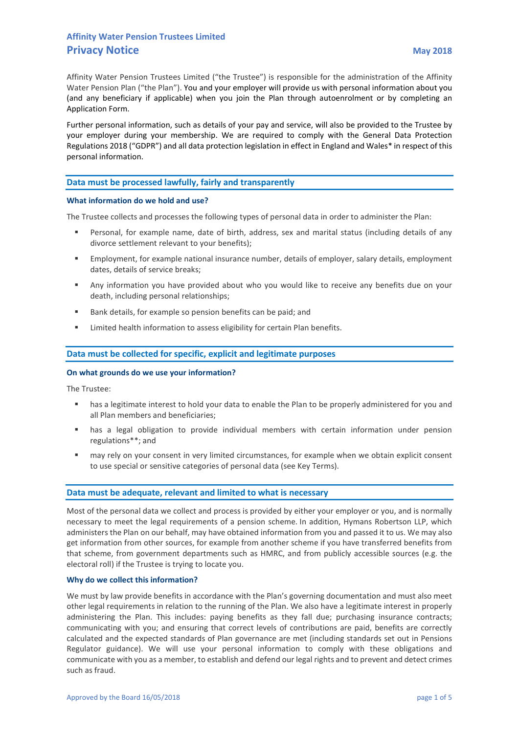**Affinity Water Pension Trustees Limited**

# Privacy Notice

**May 2018**

Affinity Water Pension Trustees Limited ("the Trustee") is responsible for the administration of the Affinity Water Pension Plan ("the Plan"). You and your employer will provide us with personal information about you (and any beneficiary if applicable) when you join the Plan through autoenrolment or by completing an Application Form.

Further personal information, such as details of your pay and service, will also be provided to the Trustee by your employer during your membership. We are required to comply with the General Data Protection Regulations 2018 ("GDPR") and all data protection legislation in effect in England and Wales* in respect of this personal information.

## Data must be processed lawfully, fairly and transparently

### What information do we hold and use?

The Trustee collects and processes the following types of personal data in order to administer the Plan:

- Personal, for example name, date of birth, address, sex and marital status (including details of any divorce settlement relevant to your benefits);
- Employment, for example national insurance number, details of employer, salary details, employment dates, details of service breaks;
- Any information you have provided about who you would like to receive any benefits due on your death, including personal relationships;
- Bank details, for example so pension benefits can be paid; and
- Limited health information to assess eligibility for certain Plan benefits.

## Data must be collected for specific, explicit and legitimate purposes

### On what grounds do we use your information?

The Trustee:

- has a legitimate interest to hold your data to enable the Plan to be properly administered for you and all Plan members and beneficiaries;
- has a legal obligation to provide individual members with certain information under pension regulations**; and
- may rely on your consent in very limited circumstances, for example when we obtain explicit consent to use special or sensitive categories of personal data (see Key Terms).

## Data must be adequate, relevant and limited to what is necessary

Most of the personal data we collect and process is provided by either your employer or you, and is normally necessary to meet the legal requirements of a pension scheme. In addition, Hymans Robertson LLP, which administers the Plan on our behalf, may have obtained information from you and passed it to us. We may also get information from other sources, for example from another scheme if you have transferred benefits from that scheme, from government departments such as HMRC, and from publicly accessible sources (e.g. the electoral roll) if the Trustee is trying to locate you.

### Why do we collect this information?

We must by law provide benefits in accordance with the Plan's governing documentation and must also meet other legal requirements in relation to the running of the Plan. We also have a legitimate interest in properly administering the Plan. This includes: paying benefits as they fall due; purchasing insurance contracts; communicating with you; and ensuring that correct levels of contributions are paid, benefits are correctly calculated and the expected standards of Plan governance are met (including standards set out in Pensions Regulator guidance). We will use your personal information to comply with these obligations and communicate with you as a member, to establish and defend our legal rights and to prevent and detect crimes such as fraud.

Approved by the Board 16/05/2018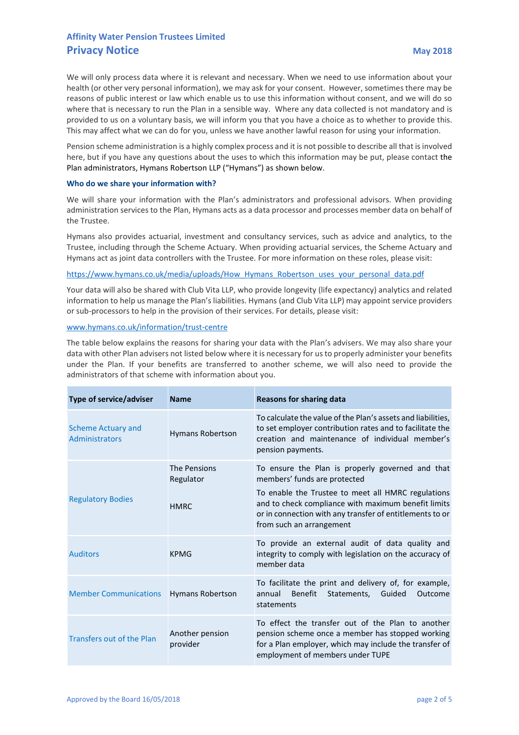We will only process data where it is relevant and necessary. When we need to use information about your health (or other very personal information), we may ask for your consent. However, sometimes there may be reasons of public interest or law which enable us to use this information without consent, and we will do so where that is necessary to run the Plan in a sensible way. Where any data collected is not mandatory and is provided to us on a voluntary basis, we will inform you that you have a choice as to whether to provide this. This may affect what we can do for you, unless we have another lawful reason for using your information.

Pension scheme administration is a highly complex process and it is not possible to describe all that is involved here, but if you have any questions about the uses to which this information may be put, please contact the Plan administrators, Hymans Robertson LLP ("Hymans") as shown below.

### Who do we share your information with?

We will share your information with the Plan's administrators and professional advisors. When providing administration services to the Plan, Hymans acts as a data processor and processes member data on behalf of the Trustee.

Hymans also provides actuarial, investment and consultancy services, such as advice and analytics, to the Trustee, including through the Scheme Actuary. When providing actuarial services, the Scheme Actuary and Hymans act as joint data controllers with the Trustee. For more information on these roles, please visit:

https://www.hymans.co.uk/media/uploads/How_Hymans_Robertson_uses_your_personal_data.pdf

Your data will also be shared with Club Vita LLP, who provide longevity (life expectancy) analytics and related information to help us manage the Plan's liabilities. Hymans (and Club Vita LLP) may appoint service providers or sub-processors to help in the provision of their services. For details, please visit:

www.hymans.co.uk/information/trust-centre

The table below explains the reasons for sharing your data with the Plan's advisers. We may also share your data with other Plan advisers not listed below where it is necessary for us to properly administer your benefits under the Plan. If your benefits are transferred to another scheme, we will also need to provide the administrators of that scheme with information about you.

| Type of service/adviser | Name | Reasons for sharing data |
|---|---|---|
| Scheme Actuary and Administrators | Hymans Robertson | To calculate the value of the Plan's assets and liabilities, to set employer contribution rates and to facilitate the creation and maintenance of individual member's pension payments. |
| Regulatory Bodies | The Pensions Regulator | To ensure the Plan is properly governed and that members' funds are protected |
| | HMRC | To enable the Trustee to meet all HMRC regulations and to check compliance with maximum benefit limits or in connection with any transfer of entitlements to or from such an arrangement |
| Auditors | KPMG | To provide an external audit of data quality and integrity to comply with legislation on the accuracy of member data |
| Member Communications | Hymans Robertson | To facilitate the print and delivery of, for example, annual Benefit Statements, Guided Outcome statements |
| Transfers out of the Plan | Another pension provider | To effect the transfer out of the Plan to another pension scheme once a member has stopped working for a Plan employer, which may include the transfer of employment of members under TUPE |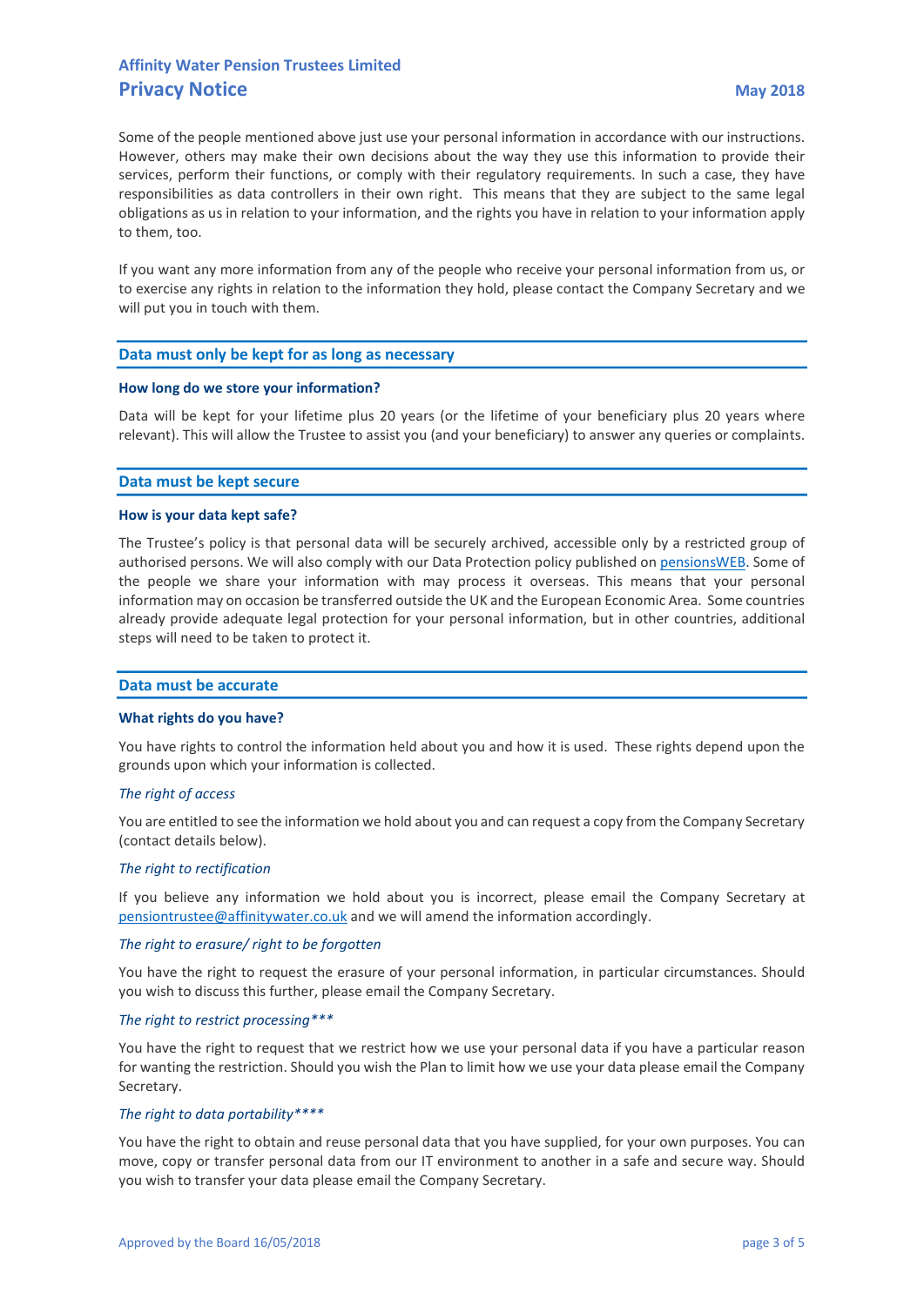Some of the people mentioned above just use your personal information in accordance with our instructions. However, others may make their own decisions about the way they use this information to provide their services, perform their functions, or comply with their regulatory requirements. In such a case, they have responsibilities as data controllers in their own right. This means that they are subject to the same legal obligations as us in relation to your information, and the rights you have in relation to your information apply to them, too.

If you want any more information from any of the people who receive your personal information from us, or to exercise any rights in relation to the information they hold, please contact the Company Secretary and we will put you in touch with them.

## Data must only be kept for as long as necessary

### How long do we store your information?

Data will be kept for your lifetime plus 20 years (or the lifetime of your beneficiary plus 20 years where relevant). This will allow the Trustee to assist you (and your beneficiary) to answer any queries or complaints.

## Data must be kept secure

### How is your data kept safe?

The Trustee's policy is that personal data will be securely archived, accessible only by a restricted group of authorised persons. We will also comply with our Data Protection policy published on pensionsWEB. Some of the people we share your information with may process it overseas. This means that your personal information may on occasion be transferred outside the UK and the European Economic Area. Some countries already provide adequate legal protection for your personal information, but in other countries, additional steps will need to be taken to protect it.

## Data must be accurate

### What rights do you have?

You have rights to control the information held about you and how it is used. These rights depend upon the grounds upon which your information is collected.

*The right of access*

You are entitled to see the information we hold about you and can request a copy from the Company Secretary (contact details below).

*The right to rectification*

If you believe any information we hold about you is incorrect, please email the Company Secretary at pensiontrustee@affinitywater.co.uk and we will amend the information accordingly.

*The right to erasure/ right to be forgotten*

You have the right to request the erasure of your personal information, in particular circumstances. Should you wish to discuss this further, please email the Company Secretary.

*The right to restrict processing****

You have the right to request that we restrict how we use your personal data if you have a particular reason for wanting the restriction. Should you wish the Plan to limit how we use your data please email the Company Secretary.

*The right to data portability*****

You have the right to obtain and reuse personal data that you have supplied, for your own purposes. You can move, copy or transfer personal data from our IT environment to another in a safe and secure way. Should you wish to transfer your data please email the Company Secretary.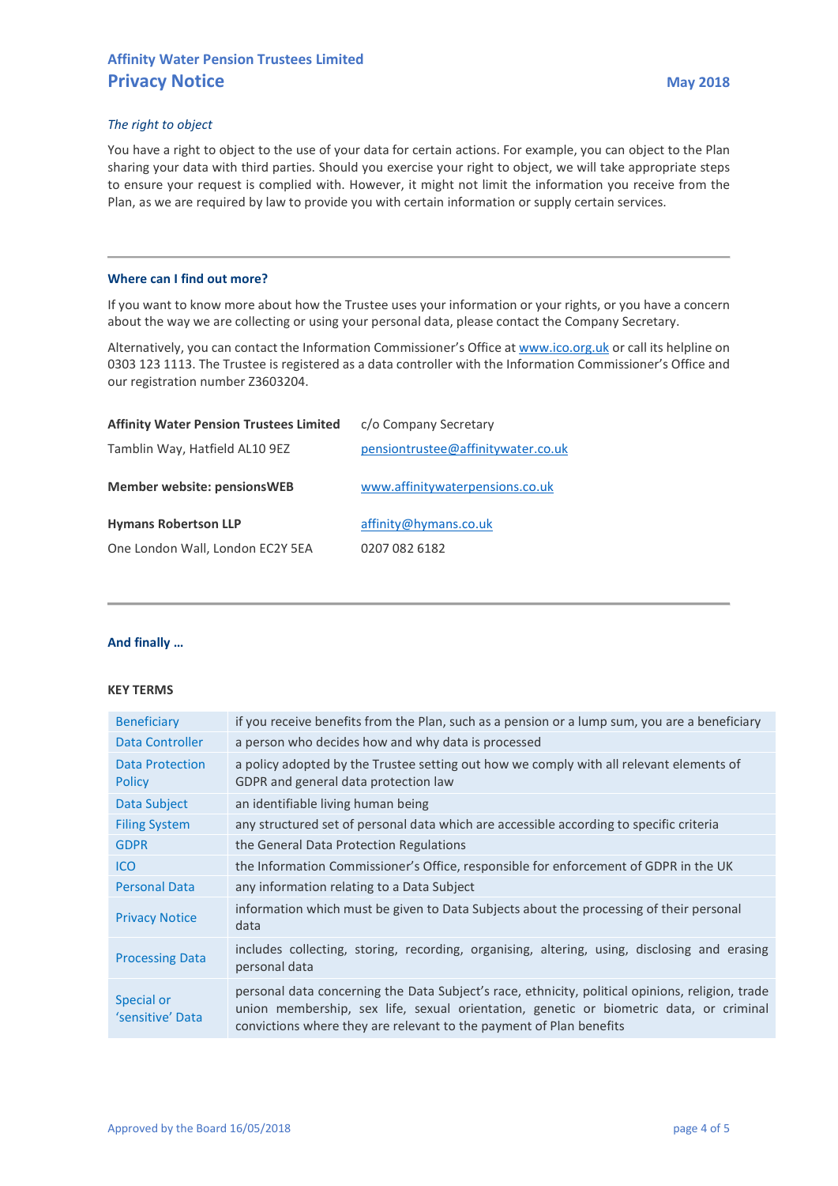*The right to object*

You have a right to object to the use of your data for certain actions. For example, you can object to the Plan sharing your data with third parties. Should you exercise your right to object, we will take appropriate steps to ensure your request is complied with. However, it might not limit the information you receive from the Plan, as we are required by law to provide you with certain information or supply certain services.

---

## Where can I find out more?

If you want to know more about how the Trustee uses your information or your rights, or you have a concern about the way we are collecting or using your personal data, please contact the Company Secretary.

Alternatively, you can contact the Information Commissioner's Office at www.ico.org.uk or call its helpline on 0303 123 1113. The Trustee is registered as a data controller with the Information Commissioner's Office and our registration number Z3603204.

| | |
|---|---|
| **Affinity Water Pension Trustees Limited** | c/o Company Secretary |
| Tamblin Way, Hatfield AL10 9EZ | pensiontrustee@affinitywater.co.uk |
| **Member website: pensionsWEB** | www.affinitywaterpensions.co.uk |
| **Hymans Robertson LLP** | affinity@hymans.co.uk |
| One London Wall, London EC2Y 5EA | 0207 082 6182 |

---

## And finally …

**KEY TERMS**

| Term | Definition |
|---|---|
| Beneficiary | if you receive benefits from the Plan, such as a pension or a lump sum, you are a beneficiary |
| Data Controller | a person who decides how and why data is processed |
| Data Protection Policy | a policy adopted by the Trustee setting out how we comply with all relevant elements of GDPR and general data protection law |
| Data Subject | an identifiable living human being |
| Filing System | any structured set of personal data which are accessible according to specific criteria |
| GDPR | the General Data Protection Regulations |
| ICO | the Information Commissioner's Office, responsible for enforcement of GDPR in the UK |
| Personal Data | any information relating to a Data Subject |
| Privacy Notice | information which must be given to Data Subjects about the processing of their personal data |
| Processing Data | includes collecting, storing, recording, organising, altering, using, disclosing and erasing personal data |
| Special or 'sensitive' Data | personal data concerning the Data Subject's race, ethnicity, political opinions, religion, trade union membership, sex life, sexual orientation, genetic or biometric data, or criminal convictions where they are relevant to the payment of Plan benefits |

Approved by the Board 16/05/2018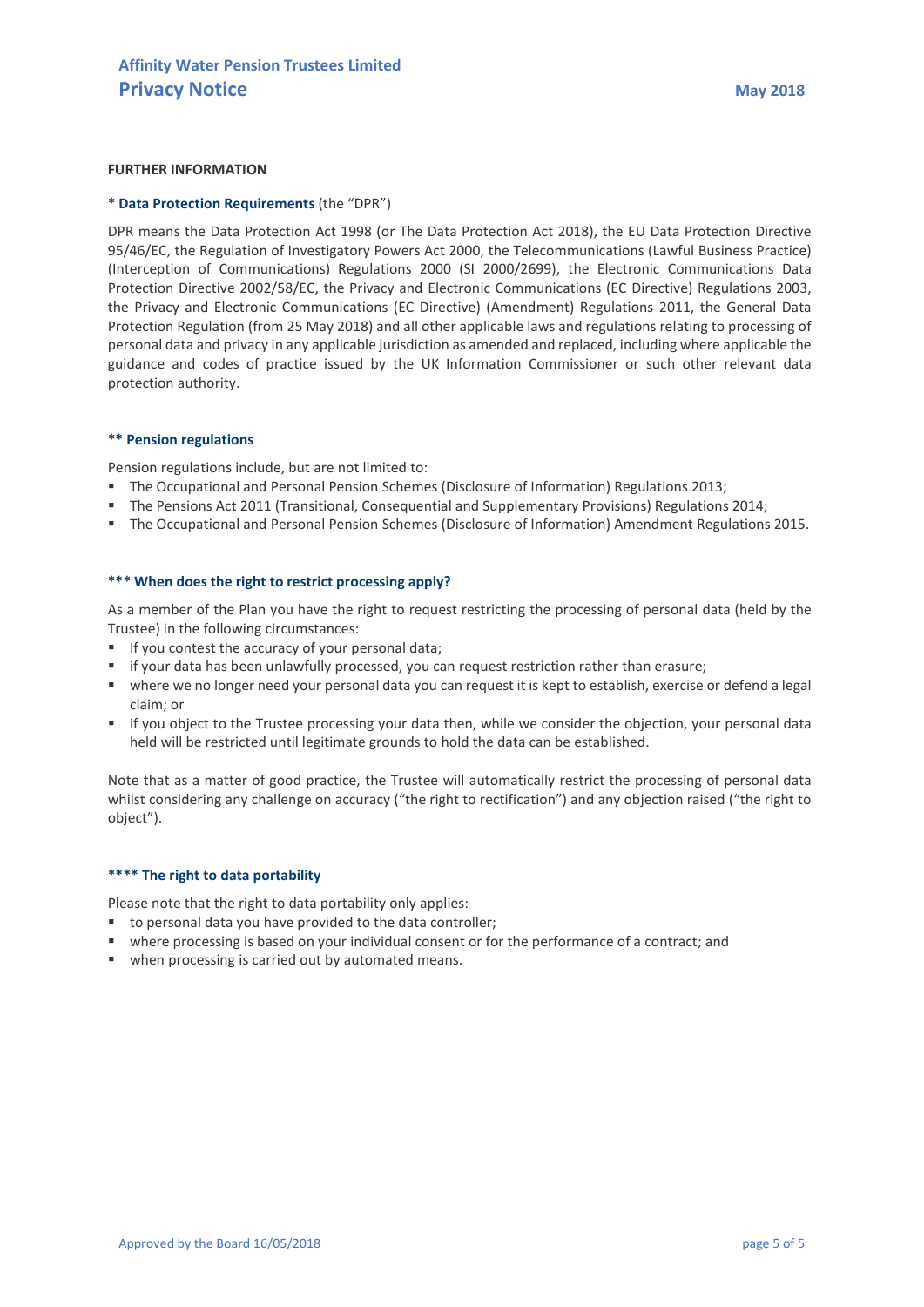## FURTHER INFORMATION

### * Data Protection Requirements (the "DPR")

DPR means the Data Protection Act 1998 (or The Data Protection Act 2018), the EU Data Protection Directive 95/46/EC, the Regulation of Investigatory Powers Act 2000, the Telecommunications (Lawful Business Practice) (Interception of Communications) Regulations 2000 (SI 2000/2699), the Electronic Communications Data Protection Directive 2002/58/EC, the Privacy and Electronic Communications (EC Directive) Regulations 2003, the Privacy and Electronic Communications (EC Directive) (Amendment) Regulations 2011, the General Data Protection Regulation (from 25 May 2018) and all other applicable laws and regulations relating to processing of personal data and privacy in any applicable jurisdiction as amended and replaced, including where applicable the guidance and codes of practice issued by the UK Information Commissioner or such other relevant data protection authority.

### ** Pension regulations

Pension regulations include, but are not limited to:

- The Occupational and Personal Pension Schemes (Disclosure of Information) Regulations 2013;
- The Pensions Act 2011 (Transitional, Consequential and Supplementary Provisions) Regulations 2014;
- The Occupational and Personal Pension Schemes (Disclosure of Information) Amendment Regulations 2015.

### *** When does the right to restrict processing apply?

As a member of the Plan you have the right to request restricting the processing of personal data (held by the Trustee) in the following circumstances:

- If you contest the accuracy of your personal data;
- if your data has been unlawfully processed, you can request restriction rather than erasure;
- where we no longer need your personal data you can request it is kept to establish, exercise or defend a legal claim; or
- if you object to the Trustee processing your data then, while we consider the objection, your personal data held will be restricted until legitimate grounds to hold the data can be established.

Note that as a matter of good practice, the Trustee will automatically restrict the processing of personal data whilst considering any challenge on accuracy ("the right to rectification") and any objection raised ("the right to object").

### **** The right to data portability

Please note that the right to data portability only applies:

- to personal data you have provided to the data controller;
- where processing is based on your individual consent or for the performance of a contract; and
- when processing is carried out by automated means.

Approved by the Board 16/05/2018